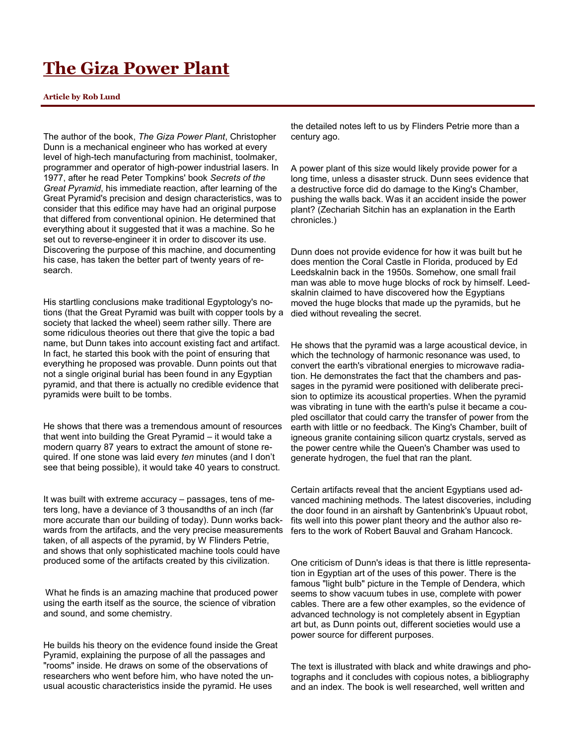# [The Giza Power Plant]

**Article by Rob Lund**

The author of the book, *The Giza Power Plant*, Christopher Dunn is a mechanical engineer who has worked at every level of high-tech manufacturing from machinist, toolmaker, programmer and operator of high-power industrial lasers. In 1977, after he read Peter Tompkins' book *Secrets of the Great Pyramid*, his immediate reaction, after learning of the Great Pyramid's precision and design characteristics, was to consider that this edifice may have had an original purpose that differed from conventional opinion. He determined that everything about it suggested that it was a machine. So he set out to reverse-engineer it in order to discover its use. Discovering the purpose of this machine, and documenting his case, has taken the better part of twenty years of research.

His startling conclusions make traditional Egyptology's notions (that the Great Pyramid was built with copper tools by a society that lacked the wheel) seem rather silly. There are some ridiculous theories out there that give the topic a bad name, but Dunn takes into account existing fact and artifact. In fact, he started this book with the point of ensuring that everything he proposed was provable. Dunn points out that not a single original burial has been found in any Egyptian pyramid, and that there is actually no credible evidence that pyramids were built to be tombs.

He shows that there was a tremendous amount of resources that went into building the Great Pyramid – it would take a modern quarry 87 years to extract the amount of stone required. If one stone was laid every *ten* minutes (and I don't see that being possible), it would take 40 years to construct.

It was built with extreme accuracy – passages, tens of meters long, have a deviance of 3 thousandths of an inch (far more accurate than our building of today). Dunn works backwards from the artifacts, and the very precise measurements taken, of all aspects of the pyramid, by W Flinders Petrie, and shows that only sophisticated machine tools could have produced some of the artifacts created by this civilization.

What he finds is an amazing machine that produced power using the earth itself as the source, the science of vibration and sound, and some chemistry.

He builds his theory on the evidence found inside the Great Pyramid, explaining the purpose of all the passages and "rooms" inside. He draws on some of the observations of researchers who went before him, who have noted the unusual acoustic characteristics inside the pyramid. He uses the detailed notes left to us by Flinders Petrie more than a century ago.

A power plant of this size would likely provide power for a long time, unless a disaster struck. Dunn sees evidence that a destructive force did do damage to the King's Chamber, pushing the walls back. Was it an accident inside the power plant? (Zechariah Sitchin has an explanation in the Earth chronicles.)

Dunn does not provide evidence for how it was built but he does mention the Coral Castle in Florida, produced by Ed Leedskalnin back in the 1950s. Somehow, one small frail man was able to move huge blocks of rock by himself. Leedskalnin claimed to have discovered how the Egyptians moved the huge blocks that made up the pyramids, but he died without revealing the secret.

He shows that the pyramid was a large acoustical device, in which the technology of harmonic resonance was used, to convert the earth's vibrational energies to microwave radiation. He demonstrates the fact that the chambers and passages in the pyramid were positioned with deliberate precision to optimize its acoustical properties. When the pyramid was vibrating in tune with the earth's pulse it became a coupled oscillator that could carry the transfer of power from the earth with little or no feedback. The King's Chamber, built of igneous granite containing silicon quartz crystals, served as the power centre while the Queen's Chamber was used to generate hydrogen, the fuel that ran the plant.

Certain artifacts reveal that the ancient Egyptians used advanced machining methods. The latest discoveries, including the door found in an airshaft by Gantenbrink's Upuaut robot, fits well into this power plant theory and the author also refers to the work of Robert Bauval and Graham Hancock.

One criticism of Dunn's ideas is that there is little representation in Egyptian art of the uses of this power. There is the famous "light bulb" picture in the Temple of Dendera, which seems to show vacuum tubes in use, complete with power cables. There are a few other examples, so the evidence of advanced technology is not completely absent in Egyptian art but, as Dunn points out, different societies would use a power source for different purposes.

The text is illustrated with black and white drawings and photographs and it concludes with copious notes, a bibliography and an index. The book is well researched, well written and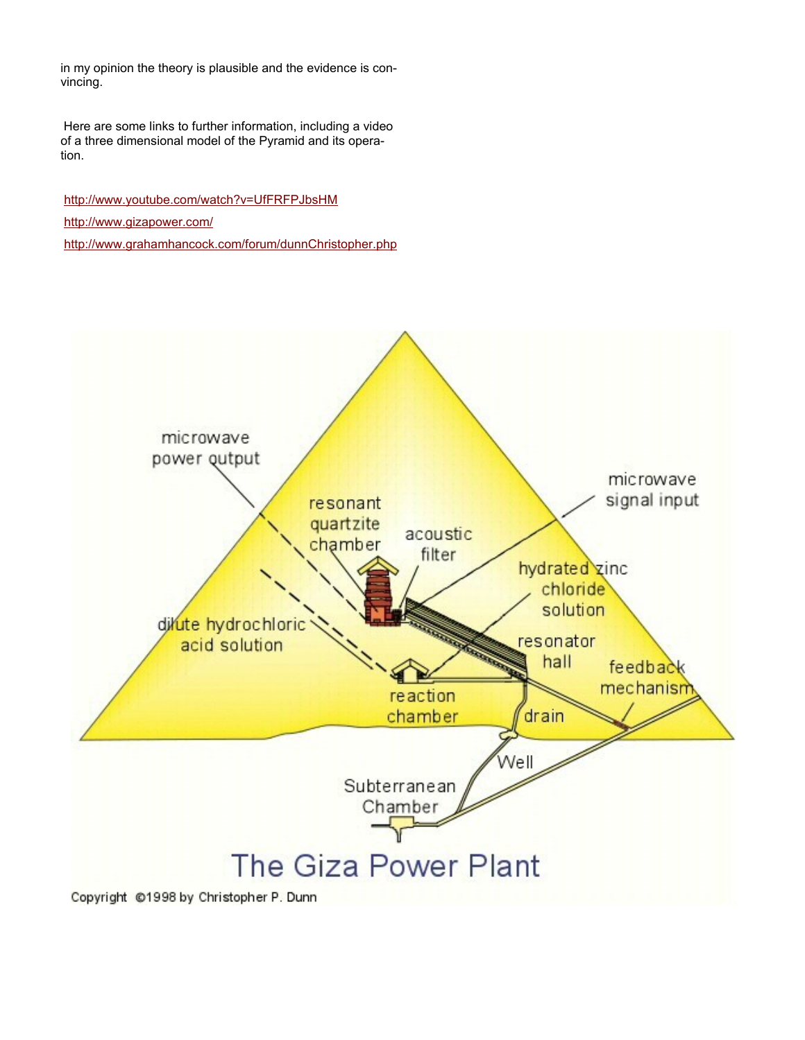in my opinion the theory is plausible and the evidence is convincing.

Here are some links to further information, including a video of a three dimensional model of the Pyramid and its operation.

http://www.youtube.com/watch?v=UfFRFPJbsHM

http://www.gizapower.com/

http://www.grahamhancock.com/forum/dunnChristopher.php

microwave power output

resonant quartzite chamber

acoustic filter

microwave signal input

hydrated zinc chloride solution

dilute hydrochloric acid solution

resonator hall

feedback mechanism

reaction chamber

drain

Well

Subterranean Chamber

The Giza Power Plant

Copyright ©1998 by Christopher P. Dunn